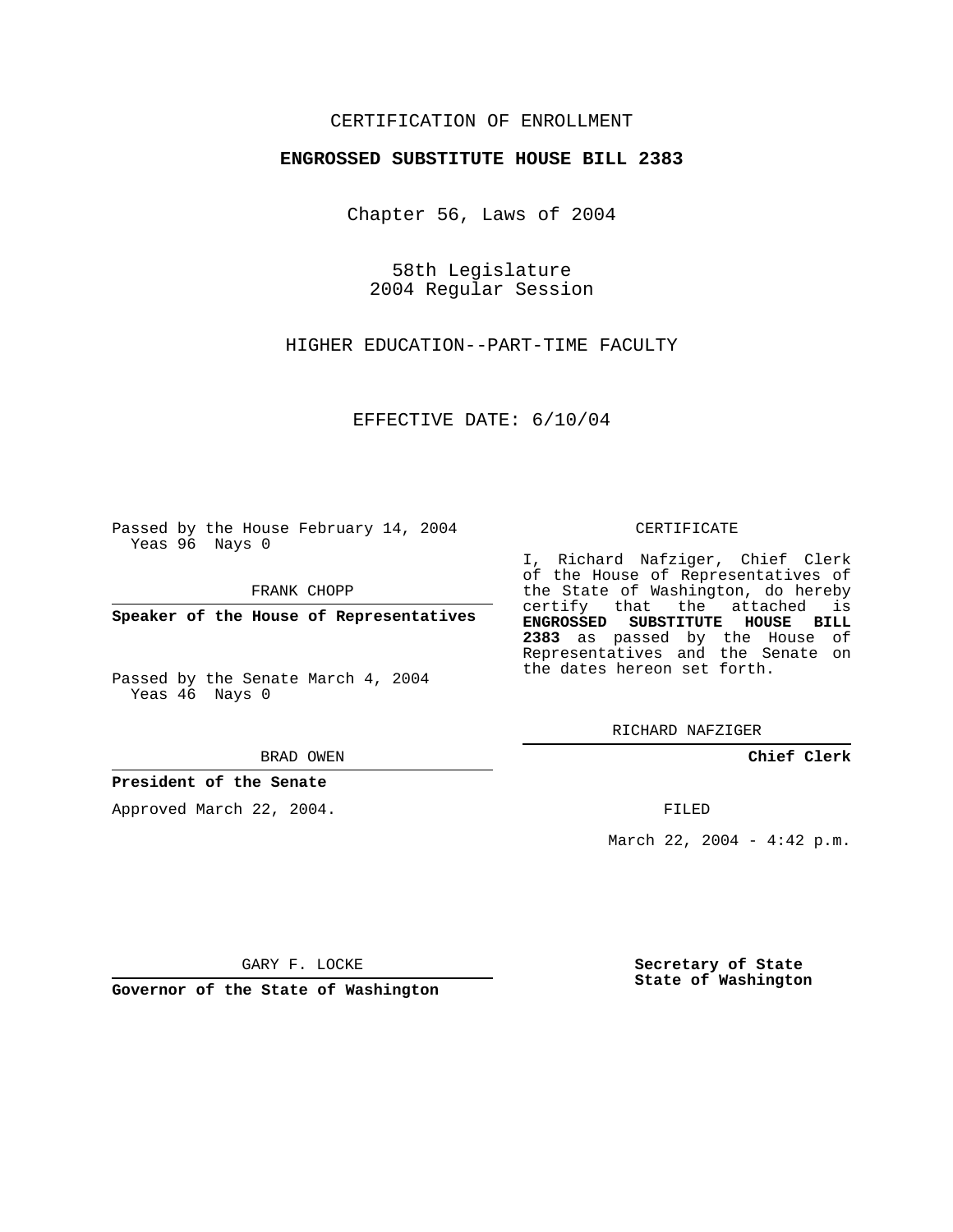CERTIFICATION OF ENROLLMENT

**ENGROSSED SUBSTITUTE HOUSE BILL 2383**

Chapter 56, Laws of 2004

58th Legislature
2004 Regular Session

HIGHER EDUCATION--PART-TIME FACULTY

EFFECTIVE DATE: 6/10/04

Passed by the House February 14, 2004
Yeas 96 Nays 0

FRANK CHOPP

**Speaker of the House of Representatives**

Passed by the Senate March 4, 2004
Yeas 46 Nays 0

BRAD OWEN

**President of the Senate**

Approved March 22, 2004.

GARY F. LOCKE

**Governor of the State of Washington**

CERTIFICATE

I, Richard Nafziger, Chief Clerk of the House of Representatives of the State of Washington, do hereby certify that the attached is **ENGROSSED SUBSTITUTE HOUSE BILL 2383** as passed by the House of Representatives and the Senate on the dates hereon set forth.

RICHARD NAFZIGER

**Chief Clerk**

FILED

March 22, 2004 - 4:42 p.m.

**Secretary of State**
**State of Washington**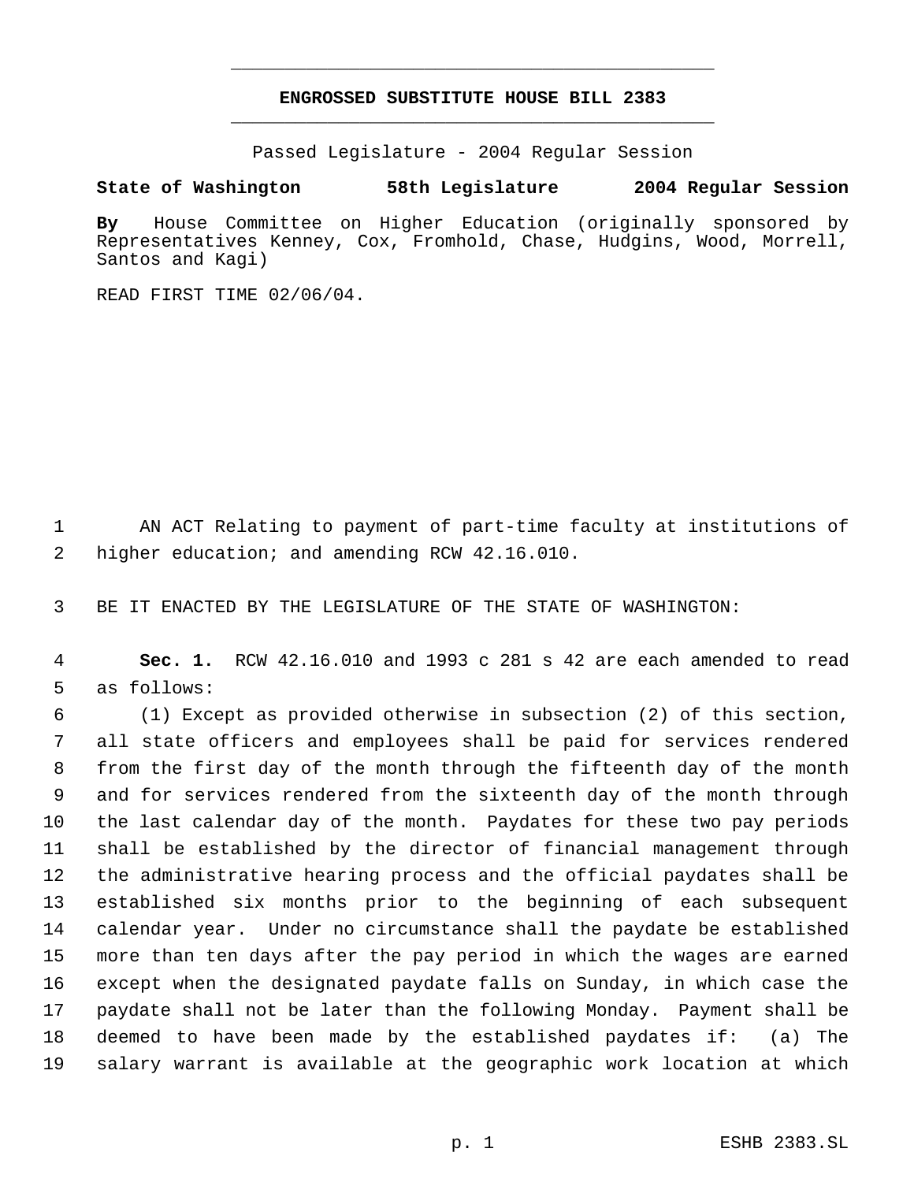**ENGROSSED SUBSTITUTE HOUSE BILL 2383**

Passed Legislature - 2004 Regular Session

**State of Washington 58th Legislature 2004 Regular Session**

**By** House Committee on Higher Education (originally sponsored by Representatives Kenney, Cox, Fromhold, Chase, Hudgins, Wood, Morrell, Santos and Kagi)

READ FIRST TIME 02/06/04.

AN ACT Relating to payment of part-time faculty at institutions of higher education; and amending RCW 42.16.010.

BE IT ENACTED BY THE LEGISLATURE OF THE STATE OF WASHINGTON:

**Sec. 1.** RCW 42.16.010 and 1993 c 281 s 42 are each amended to read as follows:

(1) Except as provided otherwise in subsection (2) of this section, all state officers and employees shall be paid for services rendered from the first day of the month through the fifteenth day of the month and for services rendered from the sixteenth day of the month through the last calendar day of the month. Paydates for these two pay periods shall be established by the director of financial management through the administrative hearing process and the official paydates shall be established six months prior to the beginning of each subsequent calendar year. Under no circumstance shall the paydate be established more than ten days after the pay period in which the wages are earned except when the designated paydate falls on Sunday, in which case the paydate shall not be later than the following Monday. Payment shall be deemed to have been made by the established paydates if: (a) The salary warrant is available at the geographic work location at which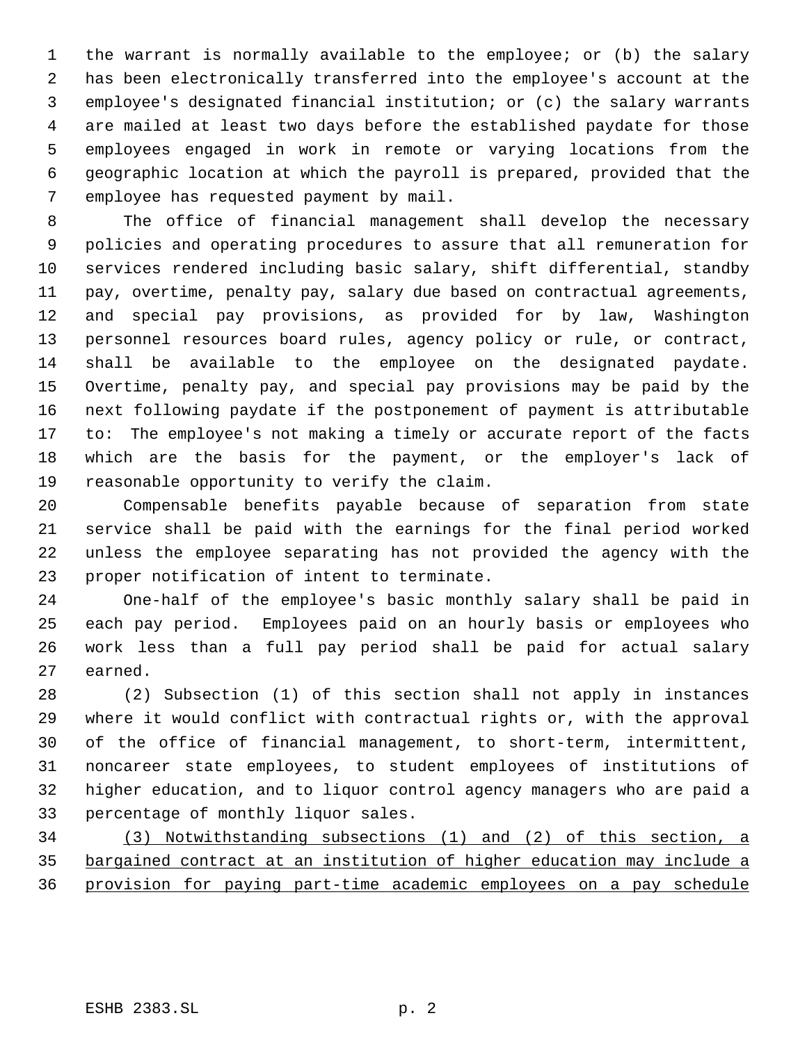the warrant is normally available to the employee; or (b) the salary has been electronically transferred into the employee's account at the employee's designated financial institution; or (c) the salary warrants are mailed at least two days before the established paydate for those employees engaged in work in remote or varying locations from the geographic location at which the payroll is prepared, provided that the employee has requested payment by mail.

The office of financial management shall develop the necessary policies and operating procedures to assure that all remuneration for services rendered including basic salary, shift differential, standby pay, overtime, penalty pay, salary due based on contractual agreements, and special pay provisions, as provided for by law, Washington personnel resources board rules, agency policy or rule, or contract, shall be available to the employee on the designated paydate. Overtime, penalty pay, and special pay provisions may be paid by the next following paydate if the postponement of payment is attributable to: The employee's not making a timely or accurate report of the facts which are the basis for the payment, or the employer's lack of reasonable opportunity to verify the claim.

Compensable benefits payable because of separation from state service shall be paid with the earnings for the final period worked unless the employee separating has not provided the agency with the proper notification of intent to terminate.

One-half of the employee's basic monthly salary shall be paid in each pay period. Employees paid on an hourly basis or employees who work less than a full pay period shall be paid for actual salary earned.

(2) Subsection (1) of this section shall not apply in instances where it would conflict with contractual rights or, with the approval of the office of financial management, to short-term, intermittent, noncareer state employees, to student employees of institutions of higher education, and to liquor control agency managers who are paid a percentage of monthly liquor sales.

<u>(3) Notwithstanding subsections (1) and (2) of this section, a bargained contract at an institution of higher education may include a provision for paying part-time academic employees on a pay schedule</u>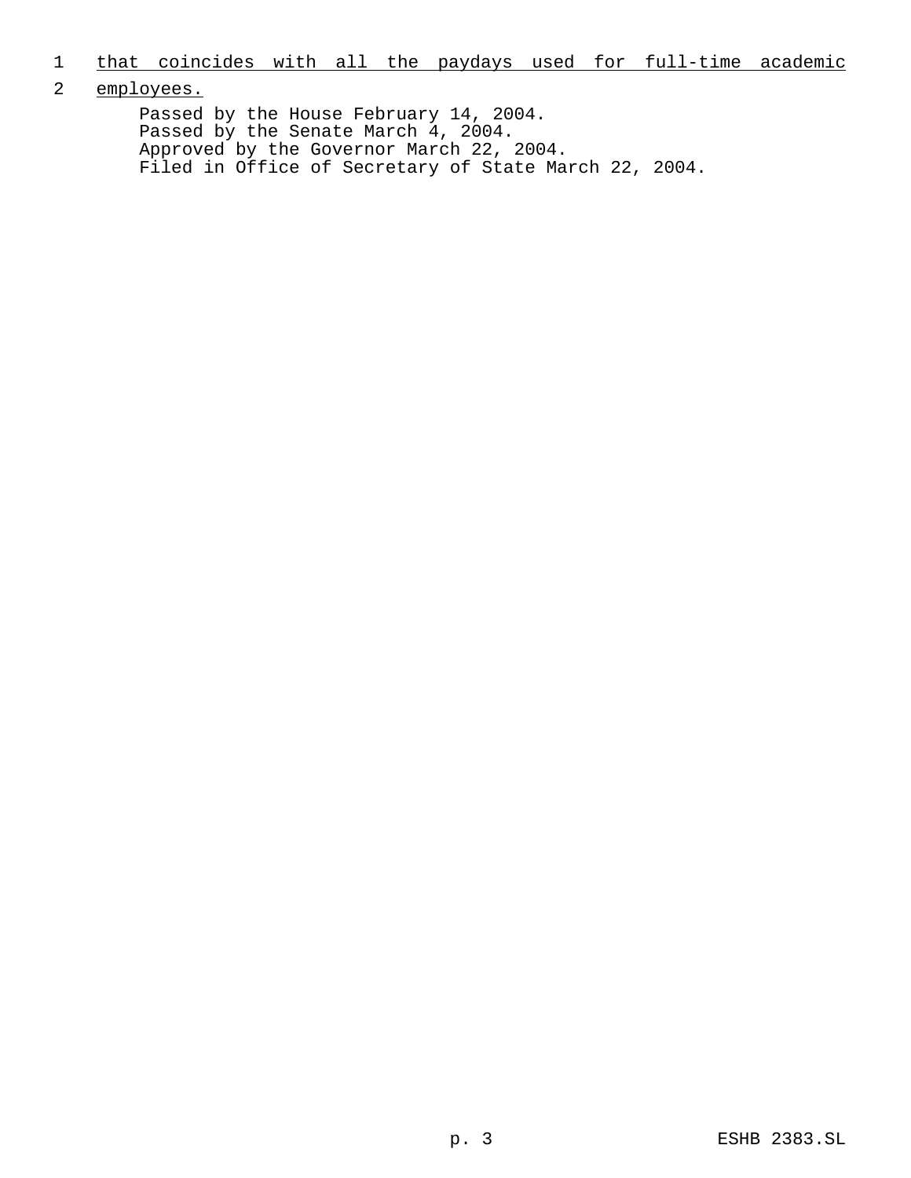that coincides with all the paydays used for full-time academic employees.

Passed by the House February 14, 2004.
Passed by the Senate March 4, 2004.
Approved by the Governor March 22, 2004.
Filed in Office of Secretary of State March 22, 2004.